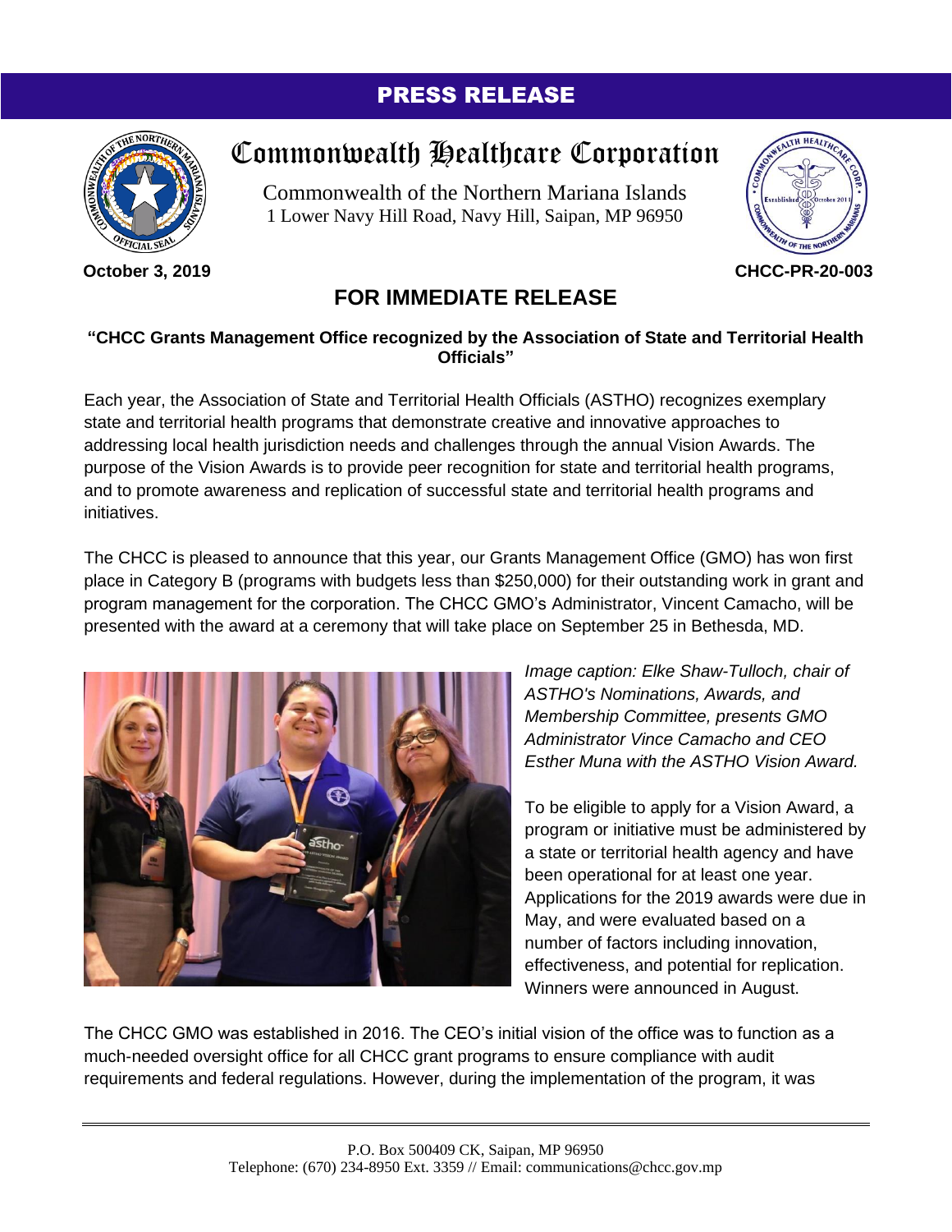# PRESS RELEASE

## Commonwealth Healthcare Corporation

Commonwealth of the Northern Mariana Islands
1 Lower Navy Hill Road, Navy Hill, Saipan, MP 96950

**October 3, 2019** **CHCC-PR-20-003**

## FOR IMMEDIATE RELEASE

**"CHCC Grants Management Office recognized by the Association of State and Territorial Health Officials"**

Each year, the Association of State and Territorial Health Officials (ASTHO) recognizes exemplary state and territorial health programs that demonstrate creative and innovative approaches to addressing local health jurisdiction needs and challenges through the annual Vision Awards. The purpose of the Vision Awards is to provide peer recognition for state and territorial health programs, and to promote awareness and replication of successful state and territorial health programs and initiatives.

The CHCC is pleased to announce that this year, our Grants Management Office (GMO) has won first place in Category B (programs with budgets less than $250,000) for their outstanding work in grant and program management for the corporation. The CHCC GMO's Administrator, Vincent Camacho, will be presented with the award at a ceremony that will take place on September 25 in Bethesda, MD.

*Image caption: Elke Shaw-Tulloch, chair of ASTHO's Nominations, Awards, and Membership Committee, presents GMO Administrator Vince Camacho and CEO Esther Muna with the ASTHO Vision Award.*

To be eligible to apply for a Vision Award, a program or initiative must be administered by a state or territorial health agency and have been operational for at least one year. Applications for the 2019 awards were due in May, and were evaluated based on a number of factors including innovation, effectiveness, and potential for replication. Winners were announced in August.

The CHCC GMO was established in 2016. The CEO's initial vision of the office was to function as a much-needed oversight office for all CHCC grant programs to ensure compliance with audit requirements and federal regulations. However, during the implementation of the program, it was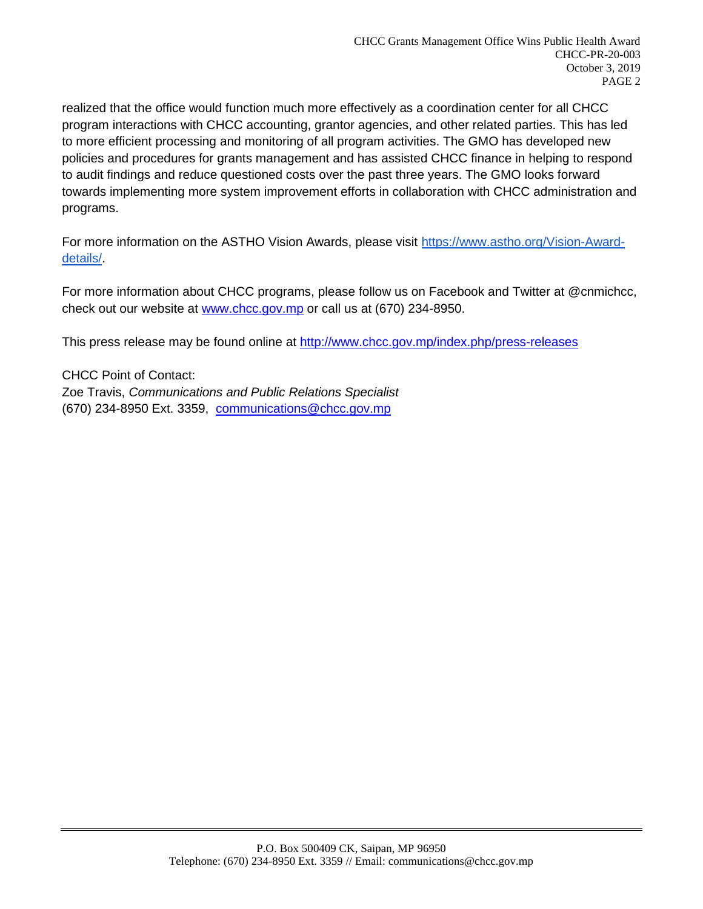realized that the office would function much more effectively as a coordination center for all CHCC program interactions with CHCC accounting, grantor agencies, and other related parties. This has led to more efficient processing and monitoring of all program activities. The GMO has developed new policies and procedures for grants management and has assisted CHCC finance in helping to respond to audit findings and reduce questioned costs over the past three years. The GMO looks forward towards implementing more system improvement efforts in collaboration with CHCC administration and programs.

For more information on the ASTHO Vision Awards, please visit [https://www.astho.org/Vision-Award-details/](https://www.astho.org/Vision-Award-details/).

For more information about CHCC programs, please follow us on Facebook and Twitter at @cnmichcc, check out our website at [www.chcc.gov.mp](http://www.chcc.gov.mp) or call us at (670) 234-8950.

This press release may be found online at [http://www.chcc.gov.mp/index.php/press-releases](http://www.chcc.gov.mp/index.php/press-releases)

CHCC Point of Contact:
Zoe Travis, *Communications and Public Relations Specialist*
(670) 234-8950 Ext. 3359, [communications@chcc.gov.mp](mailto:communications@chcc.gov.mp)